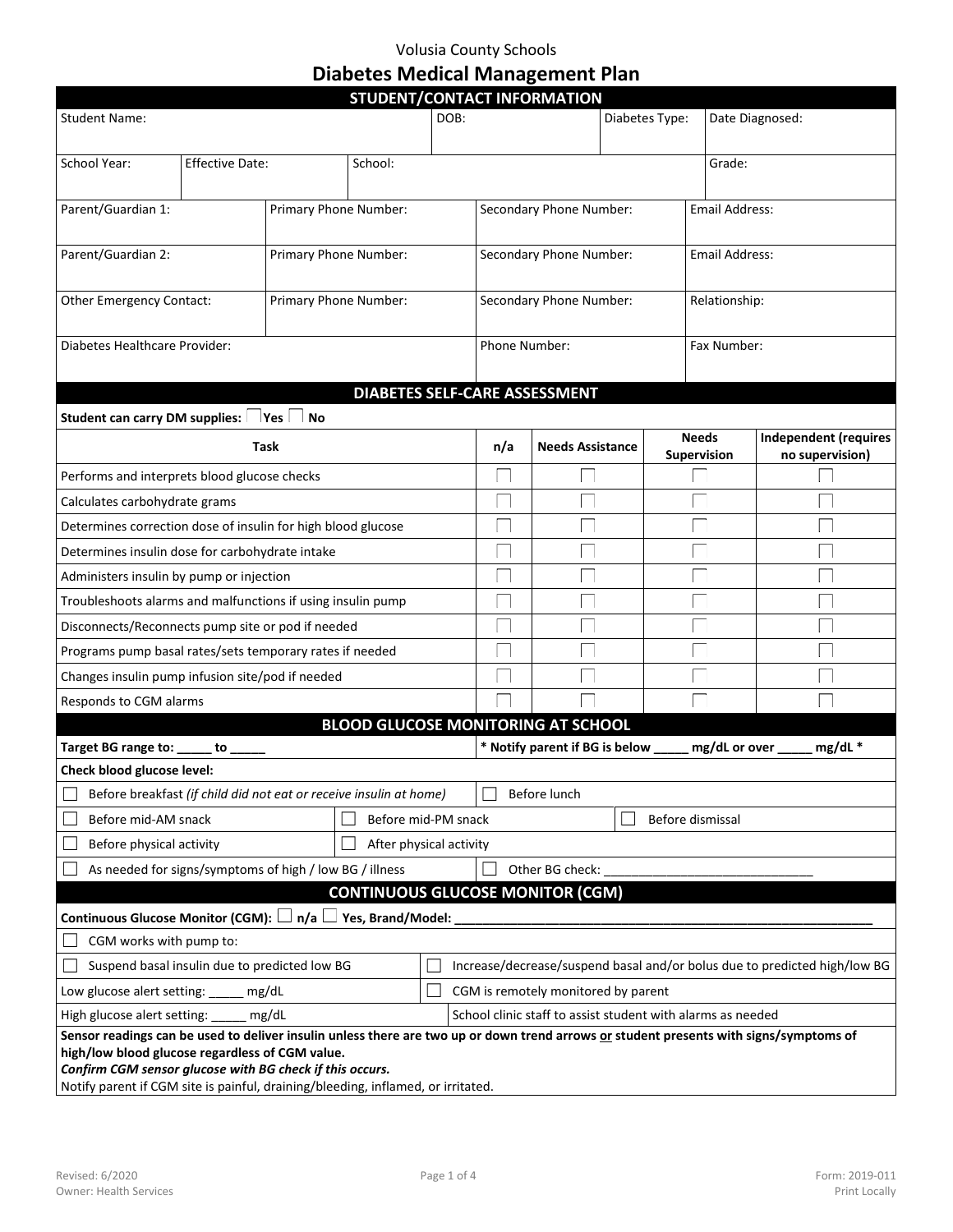Volusia County Schools

# Diabetes Medical Management Plan

## STUDENT/CONTACT INFORMATION

| Student Name: | DOB: | Diabetes Type: | Date Diagnosed: |
|---|---|---|---|

| School Year: | Effective Date: | School: | Grade: |
|---|---|---|---|

| Parent/Guardian 1: | Primary Phone Number: | Secondary Phone Number: | Email Address: |
|---|---|---|---|
| Parent/Guardian 2: | Primary Phone Number: | Secondary Phone Number: | Email Address: |
| Other Emergency Contact: | Primary Phone Number: | Secondary Phone Number: | Relationship: |

| Diabetes Healthcare Provider: | Phone Number: | Fax Number: |
|---|---|---|

## DIABETES SELF-CARE ASSESSMENT

**Student can carry DM supplies:** ☐ **Yes** ☐ **No**

| Task | n/a | Needs Assistance | Needs Supervision | Independent (requires no supervision) |
|---|---|---|---|---|
| Performs and interprets blood glucose checks | ☐ | ☐ | ☐ | ☐ |
| Calculates carbohydrate grams | ☐ | ☐ | ☐ | ☐ |
| Determines correction dose of insulin for high blood glucose | ☐ | ☐ | ☐ | ☐ |
| Determines insulin dose for carbohydrate intake | ☐ | ☐ | ☐ | ☐ |
| Administers insulin by pump or injection | ☐ | ☐ | ☐ | ☐ |
| Troubleshoots alarms and malfunctions if using insulin pump | ☐ | ☐ | ☐ | ☐ |
| Disconnects/Reconnects pump site or pod if needed | ☐ | ☐ | ☐ | ☐ |
| Programs pump basal rates/sets temporary rates if needed | ☐ | ☐ | ☐ | ☐ |
| Changes insulin pump infusion site/pod if needed | ☐ | ☐ | ☐ | ☐ |
| Responds to CGM alarms | ☐ | ☐ | ☐ | ☐ |

## BLOOD GLUCOSE MONITORING AT SCHOOL

**Target BG range to: _____ to _____**

**\* Notify parent if BG is below _____ mg/dL or over _____ mg/dL \***

**Check blood glucose level:**

- ☐ Before breakfast *(if child did not eat or receive insulin at home)*
- ☐ Before lunch
- ☐ Before mid-AM snack
- ☐ Before mid-PM snack
- ☐ Before dismissal
- ☐ Before physical activity
- ☐ After physical activity
- ☐ As needed for signs/symptoms of high / low BG / illness
- ☐ Other BG check: ______________________________

## CONTINUOUS GLUCOSE MONITOR (CGM)

**Continuous Glucose Monitor (CGM):** ☐ **n/a** ☐ **Yes, Brand/Model: ______________________________**

☐ CGM works with pump to:

- ☐ Suspend basal insulin due to predicted low BG
- ☐ Increase/decrease/suspend basal and/or bolus due to predicted high/low BG

Low glucose alert setting: _____ mg/dL

☐ CGM is remotely monitored by parent

High glucose alert setting: _____ mg/dL

School clinic staff to assist student with alarms as needed

**Sensor readings can be used to deliver insulin unless there are two up or down trend arrows or student presents with signs/symptoms of high/low blood glucose regardless of CGM value.**

***Confirm CGM sensor glucose with BG check if this occurs.***

Notify parent if CGM site is painful, draining/bleeding, inflamed, or irritated.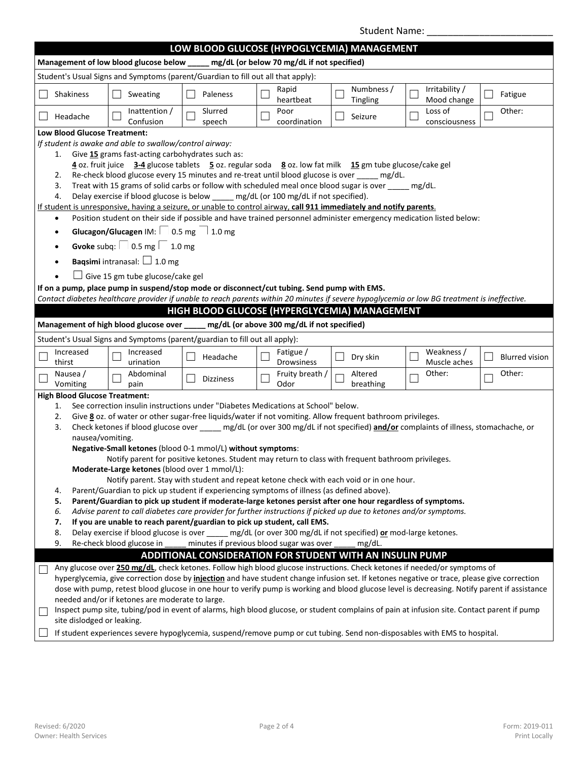Student Name: ________________________

## LOW BLOOD GLUCOSE (HYPOGLYCEMIA) MANAGEMENT

**Management of low blood glucose below _____ mg/dL (or below 70 mg/dL if not specified)**

Student's Usual Signs and Symptoms (parent/Guardian to fill out all that apply):

| | | | | | | |
|---|---|---|---|---|---|---|
| ☐ Shakiness | ☐ Sweating | ☐ Paleness | ☐ Rapid heartbeat | ☐ Numbness / Tingling | ☐ Irritability / Mood change | ☐ Fatigue |
| ☐ Headache | ☐ Inattention / Confusion | ☐ Slurred speech | ☐ Poor coordination | ☐ Seizure | ☐ Loss of consciousness | ☐ Other: |

**Low Blood Glucose Treatment:**

*If student is awake and able to swallow/control airway:*

1. Give **15** grams fast-acting carbohydrates such as:
   **4** oz. fruit juice **3-4** glucose tablets **5** oz. regular soda **8** oz. low fat milk **15** gm tube glucose/cake gel
2. Re-check blood glucose every 15 minutes and re-treat until blood glucose is over _____ mg/dL.
3. Treat with 15 grams of solid carbs or follow with scheduled meal once blood sugar is over _____ mg/dL.
4. Delay exercise if blood glucose is below _____ mg/dL (or 100 mg/dL if not specified).

If student is unresponsive, having a seizure, or unable to control airway, **call 911 immediately and notify parents**.

- Position student on their side if possible and have trained personnel administer emergency medication listed below:
- **Glucagon/Glucagen** IM: ☐ 0.5 mg ☐ 1.0 mg
- **Gvoke** subq: ☐ 0.5 mg ☐ 1.0 mg
- **Baqsimi** intranasal: ☐ 1.0 mg
- ☐ Give 15 gm tube glucose/cake gel

**If on a pump, place pump in suspend/stop mode or disconnect/cut tubing. Send pump with EMS.**

*Contact diabetes healthcare provider if unable to reach parents within 20 minutes if severe hypoglycemia or low BG treatment is ineffective.*

## HIGH BLOOD GLUCOSE (HYPERGLYCEMIA) MANAGEMENT

**Management of high blood glucose over _____ mg/dL (or above 300 mg/dL if not specified)**

Student's Usual Signs and Symptoms (parent/guardian to fill out all apply):

| | | | | | | |
|---|---|---|---|---|---|---|
| ☐ Increased thirst | ☐ Increased urination | ☐ Headache | ☐ Fatigue / Drowsiness | ☐ Dry skin | ☐ Weakness / Muscle aches | ☐ Blurred vision |
| ☐ Nausea / Vomiting | ☐ Abdominal pain | ☐ Dizziness | ☐ Fruity breath / Odor | ☐ Altered breathing | ☐ Other: | ☐ Other: |

**High Blood Glucose Treatment:**

1. See correction insulin instructions under "Diabetes Medications at School" below.
2. Give **8** oz. of water or other sugar-free liquids/water if not vomiting. Allow frequent bathroom privileges.
3. Check ketones if blood glucose over _____ mg/dL (or over 300 mg/dL if not specified) **and/or** complaints of illness, stomachache, or nausea/vomiting.
   **Negative-Small ketones** (blood 0-1 mmol/L) **without symptoms**:
   Notify parent for positive ketones. Student may return to class with frequent bathroom privileges.
   **Moderate-Large ketones** (blood over 1 mmol/L):
   Notify parent. Stay with student and repeat ketone check with each void or in one hour.
4. Parent/Guardian to pick up student if experiencing symptoms of illness (as defined above).
5. **Parent/Guardian to pick up student if moderate-large ketones persist after one hour regardless of symptoms.**
6. *Advise parent to call diabetes care provider for further instructions if picked up due to ketones and/or symptoms.*
7. **If you are unable to reach parent/guardian to pick up student, call EMS.**
8. Delay exercise if blood glucose is over _____ mg/dL (or over 300 mg/dL if not specified) **or** mod-large ketones.
9. Re-check blood glucose in _____ minutes if previous blood sugar was over _____ mg/dL.

## ADDITIONAL CONSIDERATION FOR STUDENT WITH AN INSULIN PUMP

☐ Any glucose over **250 mg/dL**, check ketones. Follow high blood glucose instructions. Check ketones if needed/or symptoms of hyperglycemia, give correction dose by **injection** and have student change infusion set. If ketones negative or trace, please give correction dose with pump, retest blood glucose in one hour to verify pump is working and blood glucose level is decreasing. Notify parent if assistance needed and/or if ketones are moderate to large.

☐ Inspect pump site, tubing/pod in event of alarms, high blood glucose, or student complains of pain at infusion site. Contact parent if pump site dislodged or leaking.

☐ If student experiences severe hypoglycemia, suspend/remove pump or cut tubing. Send non-disposables with EMS to hospital.

Revised: 6/2020
Owner: Health Services

Form: 2019-011
Print Locally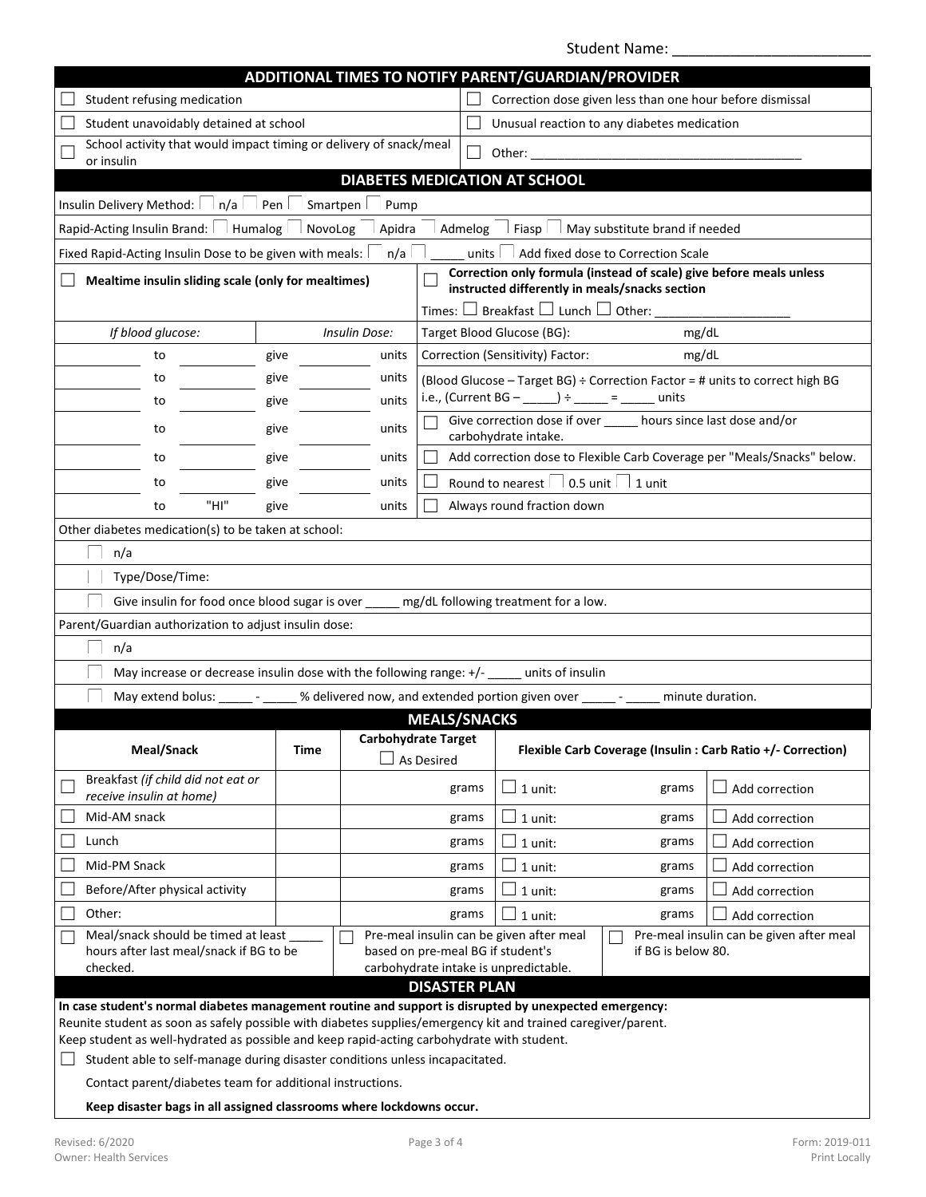Student Name: ________________________

## ADDITIONAL TIMES TO NOTIFY PARENT/GUARDIAN/PROVIDER

| | |
|---|---|
| ☐ Student refusing medication | ☐ Correction dose given less than one hour before dismissal |
| ☐ Student unavoidably detained at school | ☐ Unusual reaction to any diabetes medication |
| ☐ School activity that would impact timing or delivery of snack/meal or insulin | ☐ Other: ________________________________________ |

## DIABETES MEDICATION AT SCHOOL

Insulin Delivery Method: ☐ n/a ☐ Pen ☐ Smartpen ☐ Pump

Rapid-Acting Insulin Brand: ☐ Humalog ☐ NovoLog ☐ Apidra ☐ Admelog ☐ Fiasp ☐ May substitute brand if needed

Fixed Rapid-Acting Insulin Dose to be given with meals: ☐ n/a ☐ _____ units ☐ Add fixed dose to Correction Scale

| ☐ **Mealtime insulin sliding scale (only for mealtimes)** | | ☐ **Correction only formula (instead of scale) give before meals unless instructed differently in meals/snacks section** Times: ☐ Breakfast ☐ Lunch ☐ Other: ____________________ |
|---|---|---|
| *If blood glucose:* | *Insulin Dose:* | Target Blood Glucose (BG): mg/dL |
| ______ to ______ | give ______ units | Correction (Sensitivity) Factor: mg/dL |
| ______ to ______ | give ______ units | (Blood Glucose – Target BG) ÷ Correction Factor = # units to correct high BG |
| ______ to ______ | give ______ units | i.e., (Current BG – _____) ÷ _____ = _____ units |
| ______ to ______ | give ______ units | ☐ Give correction dose if over _____ hours since last dose and/or carbohydrate intake. |
| ______ to ______ | give ______ units | ☐ Add correction dose to Flexible Carb Coverage per "Meals/Snacks" below. |
| ______ to ______ | give ______ units | ☐ Round to nearest ☐ 0.5 unit ☐ 1 unit |
| ______ to "HI" | give ______ units | ☐ Always round fraction down |

Other diabetes medication(s) to be taken at school:

☐ n/a

☐ Type/Dose/Time:

☐ Give insulin for food once blood sugar is over _____ mg/dL following treatment for a low.

Parent/Guardian authorization to adjust insulin dose:

☐ n/a

☐ May increase or decrease insulin dose with the following range: +/- _____ units of insulin

☐ May extend bolus: _____ - _____ % delivered now, and extended portion given over _____ - _____ minute duration.

## MEALS/SNACKS

| Meal/Snack | Time | Carbohydrate Target ☐ As Desired | Flexible Carb Coverage (Insulin : Carb Ratio +/- Correction) | |
|---|---|---|---|---|
| ☐ Breakfast *(if child did not eat or receive insulin at home)* | | grams | ☐ 1 unit: grams | ☐ Add correction |
| ☐ Mid-AM snack | | grams | ☐ 1 unit: grams | ☐ Add correction |
| ☐ Lunch | | grams | ☐ 1 unit: grams | ☐ Add correction |
| ☐ Mid-PM Snack | | grams | ☐ 1 unit: grams | ☐ Add correction |
| ☐ Before/After physical activity | | grams | ☐ 1 unit: grams | ☐ Add correction |
| ☐ Other: | | grams | ☐ 1 unit: grams | ☐ Add correction |

☐ Meal/snack should be timed at least _____ hours after last meal/snack if BG to be checked.

☐ Pre-meal insulin can be given after meal based on pre-meal BG if student's carbohydrate intake is unpredictable.

☐ Pre-meal insulin can be given after meal if BG is below 80.

## DISASTER PLAN

**In case student's normal diabetes management routine and support is disrupted by unexpected emergency:**
Reunite student as soon as safely possible with diabetes supplies/emergency kit and trained caregiver/parent.
Keep student as well-hydrated as possible and keep rapid-acting carbohydrate with student.

☐ Student able to self-manage during disaster conditions unless incapacitated.

Contact parent/diabetes team for additional instructions.

**Keep disaster bags in all assigned classrooms where lockdowns occur.**

Revised: 6/2020
Owner: Health Services

Form: 2019-011
Print Locally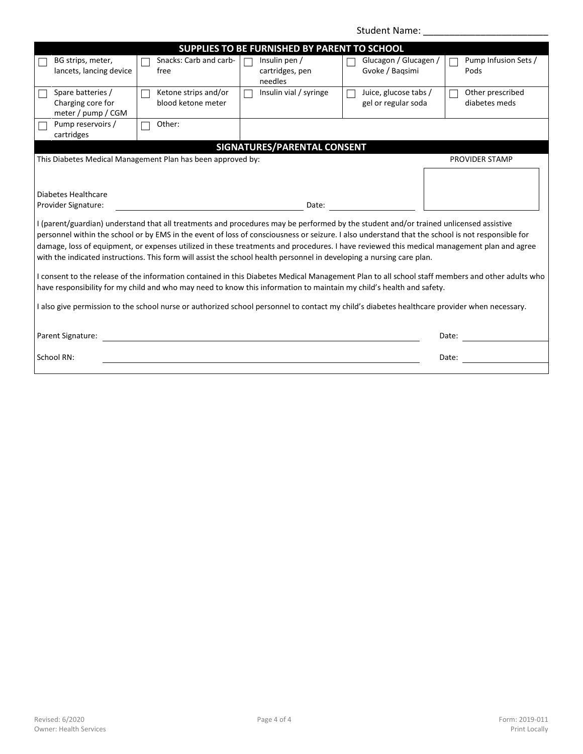Student Name: ______________________

## SUPPLIES TO BE FURNISHED BY PARENT TO SCHOOL

| | | | | |
|---|---|---|---|---|
| ☐ BG strips, meter, lancets, lancing device | ☐ Snacks: Carb and carb-free | ☐ Insulin pen / cartridges, pen needles | ☐ Glucagon / Glucagen / Gvoke / Baqsimi | ☐ Pump Infusion Sets / Pods |
| ☐ Spare batteries / Charging core for meter / pump / CGM | ☐ Ketone strips and/or blood ketone meter | ☐ Insulin vial / syringe | ☐ Juice, glucose tabs / gel or regular soda | ☐ Other prescribed diabetes meds |
| ☐ Pump reservoirs / cartridges | ☐ Other: | | | |

## SIGNATURES/PARENTAL CONSENT

This Diabetes Medical Management Plan has been approved by:

PROVIDER STAMP

Diabetes Healthcare Provider Signature: ______________________ Date: ____________

I (parent/guardian) understand that all treatments and procedures may be performed by the student and/or trained unlicensed assistive personnel within the school or by EMS in the event of loss of consciousness or seizure. I also understand that the school is not responsible for damage, loss of equipment, or expenses utilized in these treatments and procedures. I have reviewed this medical management plan and agree with the indicated instructions. This form will assist the school health personnel in developing a nursing care plan.

I consent to the release of the information contained in this Diabetes Medical Management Plan to all school staff members and other adults who have responsibility for my child and who may need to know this information to maintain my child's health and safety.

I also give permission to the school nurse or authorized school personnel to contact my child's diabetes healthcare provider when necessary.

Parent Signature: ______________________ Date: ____________

School RN: ______________________ Date: ____________

Revised: 6/2020
Owner: Health Services

Form: 2019-011
Print Locally